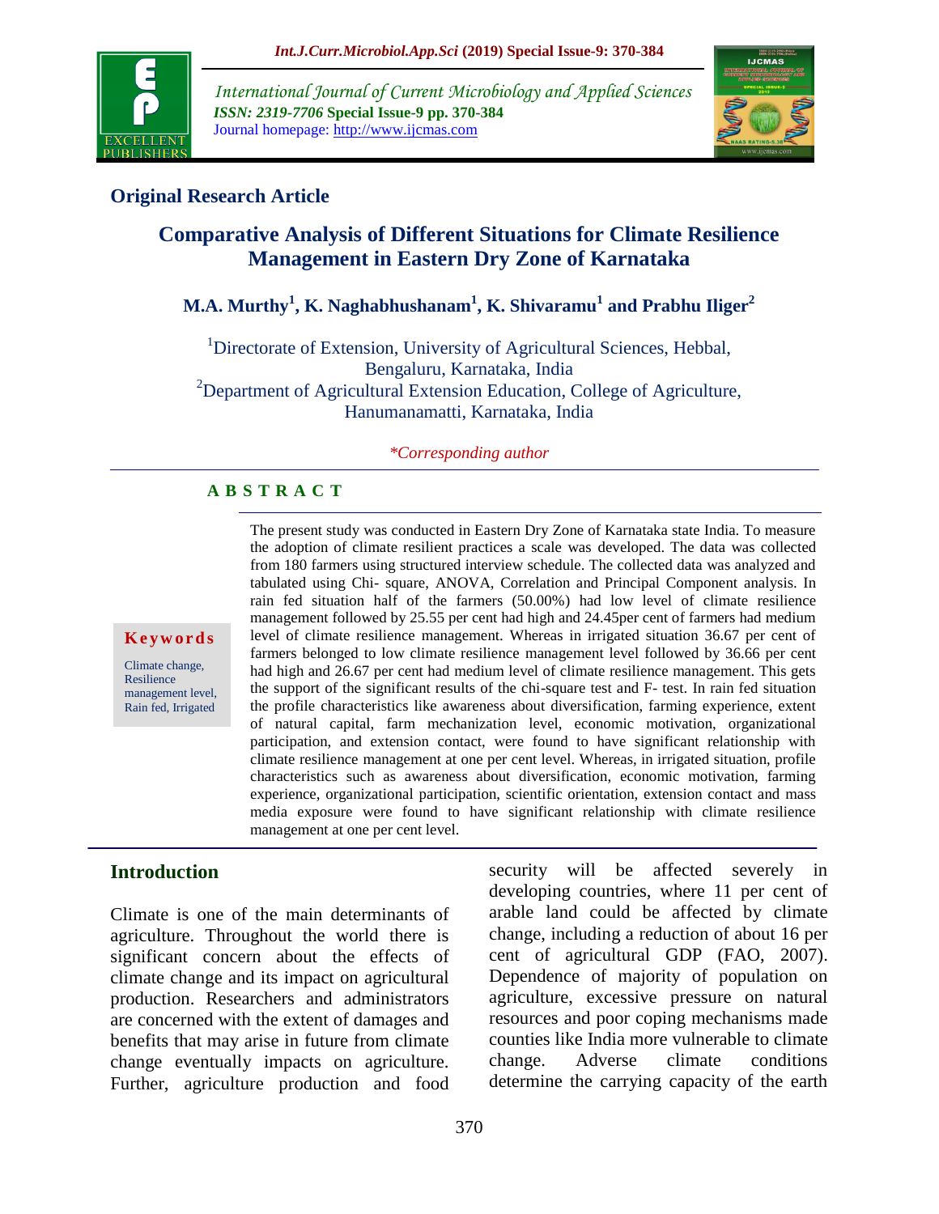Original Research Article

# Comparative Analysis of Different Situations for Climate Resilience Management in Eastern Dry Zone of Karnataka

**M.A. Murthy[1], K. Naghabhushanam[1], K. Shivaramu[1] and Prabhu Iliger[2]**

[1]Directorate of Extension, University of Agricultural Sciences, Hebbal, Bengaluru, Karnataka, India
[2]Department of Agricultural Extension Education, College of Agriculture, Hanumanamatti, Karnataka, India

*\*Corresponding author*

## ABSTRACT

**Keywords**

Climate change, Resilience management level, Rain fed, Irrigated

The present study was conducted in Eastern Dry Zone of Karnataka state India. To measure the adoption of climate resilient practices a scale was developed. The data was collected from 180 farmers using structured interview schedule. The collected data was analyzed and tabulated using Chi- square, ANOVA, Correlation and Principal Component analysis. In rain fed situation half of the farmers (50.00%) had low level of climate resilience management followed by 25.55 per cent had high and 24.45per cent of farmers had medium level of climate resilience management. Whereas in irrigated situation 36.67 per cent of farmers belonged to low climate resilience management level followed by 36.66 per cent had high and 26.67 per cent had medium level of climate resilience management. This gets the support of the significant results of the chi-square test and F- test. In rain fed situation the profile characteristics like awareness about diversification, farming experience, extent of natural capital, farm mechanization level, economic motivation, organizational participation, and extension contact, were found to have significant relationship with climate resilience management at one per cent level. Whereas, in irrigated situation, profile characteristics such as awareness about diversification, economic motivation, farming experience, organizational participation, scientific orientation, extension contact and mass media exposure were found to have significant relationship with climate resilience management at one per cent level.

## Introduction

Climate is one of the main determinants of agriculture. Throughout the world there is significant concern about the effects of climate change and its impact on agricultural production. Researchers and administrators are concerned with the extent of damages and benefits that may arise in future from climate change eventually impacts on agriculture. Further, agriculture production and food security will be affected severely in developing countries, where 11 per cent of arable land could be affected by climate change, including a reduction of about 16 per cent of agricultural GDP (FAO, 2007). Dependence of majority of population on agriculture, excessive pressure on natural resources and poor coping mechanisms made counties like India more vulnerable to climate change. Adverse climate conditions determine the carrying capacity of the earth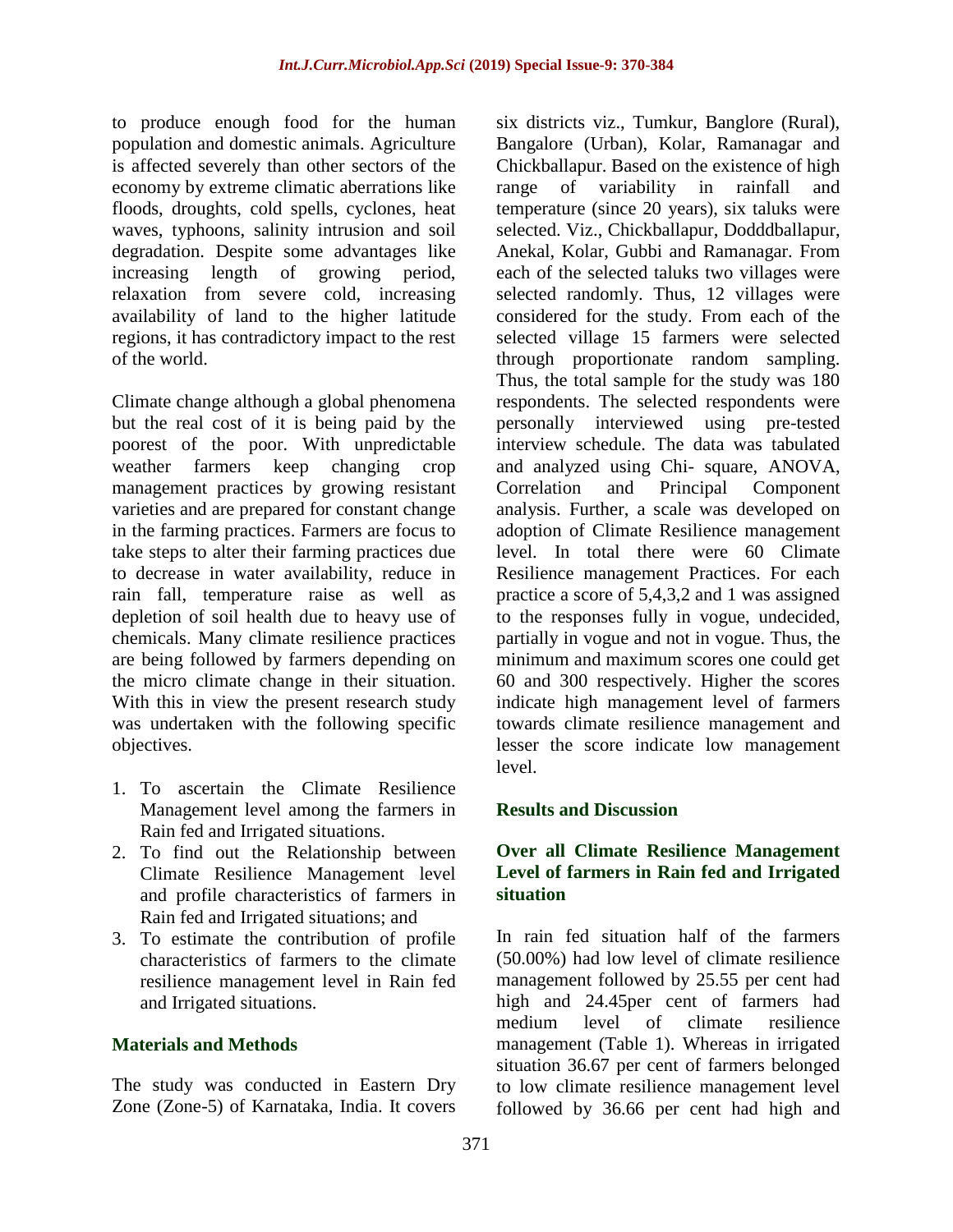to produce enough food for the human population and domestic animals. Agriculture is affected severely than other sectors of the economy by extreme climatic aberrations like floods, droughts, cold spells, cyclones, heat waves, typhoons, salinity intrusion and soil degradation. Despite some advantages like increasing length of growing period, relaxation from severe cold, increasing availability of land to the higher latitude regions, it has contradictory impact to the rest of the world.

Climate change although a global phenomena but the real cost of it is being paid by the poorest of the poor. With unpredictable weather farmers keep changing crop management practices by growing resistant varieties and are prepared for constant change in the farming practices. Farmers are focus to take steps to alter their farming practices due to decrease in water availability, reduce in rain fall, temperature raise as well as depletion of soil health due to heavy use of chemicals. Many climate resilience practices are being followed by farmers depending on the micro climate change in their situation. With this in view the present research study was undertaken with the following specific objectives.

1. To ascertain the Climate Resilience Management level among the farmers in Rain fed and Irrigated situations.
2. To find out the Relationship between Climate Resilience Management level and profile characteristics of farmers in Rain fed and Irrigated situations; and
3. To estimate the contribution of profile characteristics of farmers to the climate resilience management level in Rain fed and Irrigated situations.

## Materials and Methods

The study was conducted in Eastern Dry Zone (Zone-5) of Karnataka, India. It covers six districts viz., Tumkur, Banglore (Rural), Bangalore (Urban), Kolar, Ramanagar and Chickballapur. Based on the existence of high range of variability in rainfall and temperature (since 20 years), six taluks were selected. Viz., Chickballapur, Dodddballapur, Anekal, Kolar, Gubbi and Ramanagar. From each of the selected taluks two villages were selected randomly. Thus, 12 villages were considered for the study. From each of the selected village 15 farmers were selected through proportionate random sampling. Thus, the total sample for the study was 180 respondents. The selected respondents were personally interviewed using pre-tested interview schedule. The data was tabulated and analyzed using Chi- square, ANOVA, Correlation and Principal Component analysis. Further, a scale was developed on adoption of Climate Resilience management level. In total there were 60 Climate Resilience management Practices. For each practice a score of 5,4,3,2 and 1 was assigned to the responses fully in vogue, undecided, partially in vogue and not in vogue. Thus, the minimum and maximum scores one could get 60 and 300 respectively. Higher the scores indicate high management level of farmers towards climate resilience management and lesser the score indicate low management level.

## Results and Discussion

### Over all Climate Resilience Management Level of farmers in Rain fed and Irrigated situation

In rain fed situation half of the farmers (50.00%) had low level of climate resilience management followed by 25.55 per cent had high and 24.45per cent of farmers had medium level of climate resilience management (Table 1). Whereas in irrigated situation 36.67 per cent of farmers belonged to low climate resilience management level followed by 36.66 per cent had high and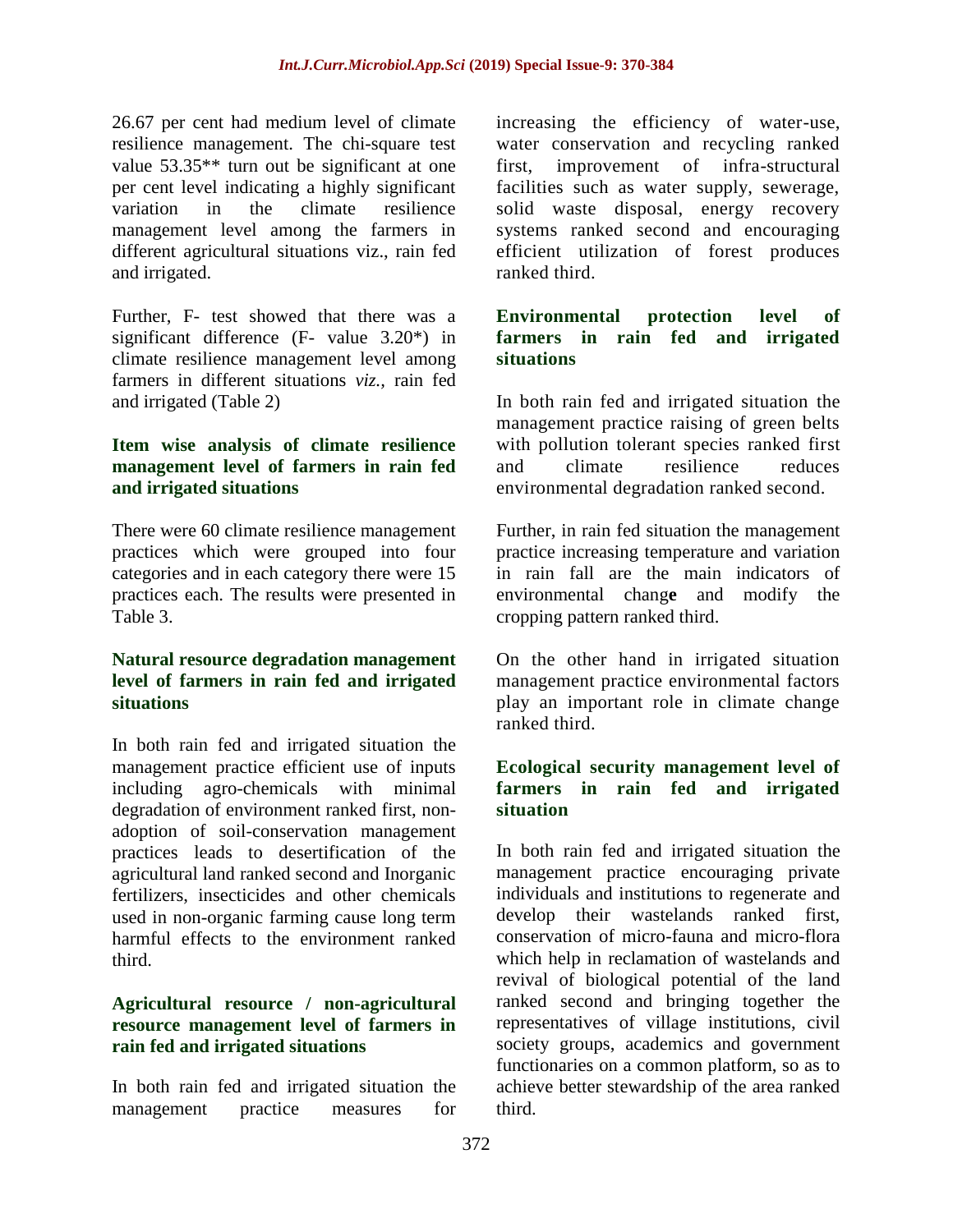26.67 per cent had medium level of climate resilience management. The chi-square test value 53.35** turn out be significant at one per cent level indicating a highly significant variation in the climate resilience management level among the farmers in different agricultural situations viz., rain fed and irrigated.

Further, F- test showed that there was a significant difference (F- value 3.20*) in climate resilience management level among farmers in different situations *viz.,* rain fed and irrigated (Table 2)

### Item wise analysis of climate resilience management level of farmers in rain fed and irrigated situations

There were 60 climate resilience management practices which were grouped into four categories and in each category there were 15 practices each. The results were presented in Table 3.

### Natural resource degradation management level of farmers in rain fed and irrigated situations

In both rain fed and irrigated situation the management practice efficient use of inputs including agro-chemicals with minimal degradation of environment ranked first, non-adoption of soil-conservation management practices leads to desertification of the agricultural land ranked second and Inorganic fertilizers, insecticides and other chemicals used in non-organic farming cause long term harmful effects to the environment ranked third.

### Agricultural resource / non-agricultural resource management level of farmers in rain fed and irrigated situations

In both rain fed and irrigated situation the management practice measures for increasing the efficiency of water-use, water conservation and recycling ranked first, improvement of infra-structural facilities such as water supply, sewerage, solid waste disposal, energy recovery systems ranked second and encouraging efficient utilization of forest produces ranked third.

### Environmental protection level of farmers in rain fed and irrigated situations

In both rain fed and irrigated situation the management practice raising of green belts with pollution tolerant species ranked first and climate resilience reduces environmental degradation ranked second.

Further, in rain fed situation the management practice increasing temperature and variation in rain fall are the main indicators of environmental change and modify the cropping pattern ranked third.

On the other hand in irrigated situation management practice environmental factors play an important role in climate change ranked third.

### Ecological security management level of farmers in rain fed and irrigated situation

In both rain fed and irrigated situation the management practice encouraging private individuals and institutions to regenerate and develop their wastelands ranked first, conservation of micro-fauna and micro-flora which help in reclamation of wastelands and revival of biological potential of the land ranked second and bringing together the representatives of village institutions, civil society groups, academics and government functionaries on a common platform, so as to achieve better stewardship of the area ranked third.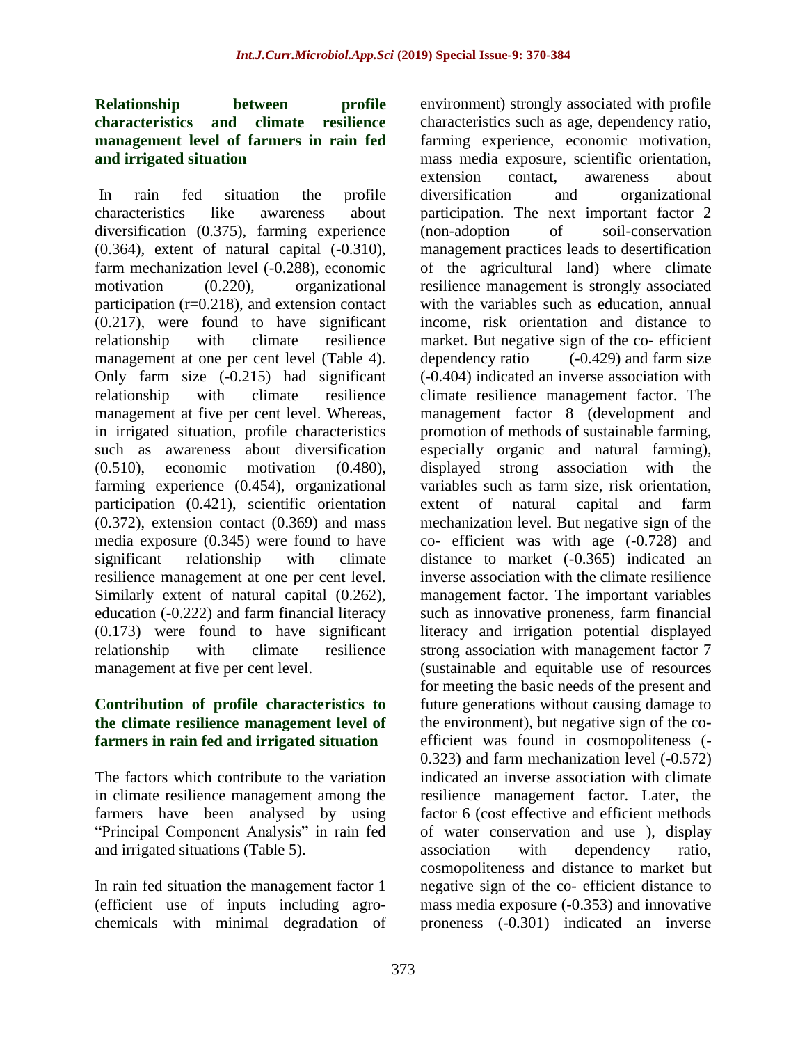### Relationship between profile characteristics and climate resilience management level of farmers in rain fed and irrigated situation

In rain fed situation the profile characteristics like awareness about diversification (0.375), farming experience (0.364), extent of natural capital (-0.310), farm mechanization level (-0.288), economic motivation (0.220), organizational participation (r=0.218), and extension contact (0.217), were found to have significant relationship with climate resilience management at one per cent level (Table 4). Only farm size (-0.215) had significant relationship with climate resilience management at five per cent level. Whereas, in irrigated situation, profile characteristics such as awareness about diversification (0.510), economic motivation (0.480), farming experience (0.454), organizational participation (0.421), scientific orientation (0.372), extension contact (0.369) and mass media exposure (0.345) were found to have significant relationship with climate resilience management at one per cent level. Similarly extent of natural capital (0.262), education (-0.222) and farm financial literacy (0.173) were found to have significant relationship with climate resilience management at five per cent level.

### Contribution of profile characteristics to the climate resilience management level of farmers in rain fed and irrigated situation

The factors which contribute to the variation in climate resilience management among the farmers have been analysed by using "Principal Component Analysis" in rain fed and irrigated situations (Table 5).

In rain fed situation the management factor 1 (efficient use of inputs including agro-chemicals with minimal degradation of environment) strongly associated with profile characteristics such as age, dependency ratio, farming experience, economic motivation, mass media exposure, scientific orientation, extension contact, awareness about diversification and organizational participation. The next important factor 2 (non-adoption of soil-conservation management practices leads to desertification of the agricultural land) where climate resilience management is strongly associated with the variables such as education, annual income, risk orientation and distance to market. But negative sign of the co- efficient dependency ratio (-0.429) and farm size (-0.404) indicated an inverse association with climate resilience management factor. The management factor 8 (development and promotion of methods of sustainable farming, especially organic and natural farming), displayed strong association with the variables such as farm size, risk orientation, extent of natural capital and farm mechanization level. But negative sign of the co- efficient was with age (-0.728) and distance to market (-0.365) indicated an inverse association with the climate resilience management factor. The important variables such as innovative proneness, farm financial literacy and irrigation potential displayed strong association with management factor 7 (sustainable and equitable use of resources for meeting the basic needs of the present and future generations without causing damage to the environment), but negative sign of the co-efficient was found in cosmopoliteness (-0.323) and farm mechanization level (-0.572) indicated an inverse association with climate resilience management factor. Later, the factor 6 (cost effective and efficient methods of water conservation and use ), display association with dependency ratio, cosmopoliteness and distance to market but negative sign of the co- efficient distance to mass media exposure (-0.353) and innovative proneness (-0.301) indicated an inverse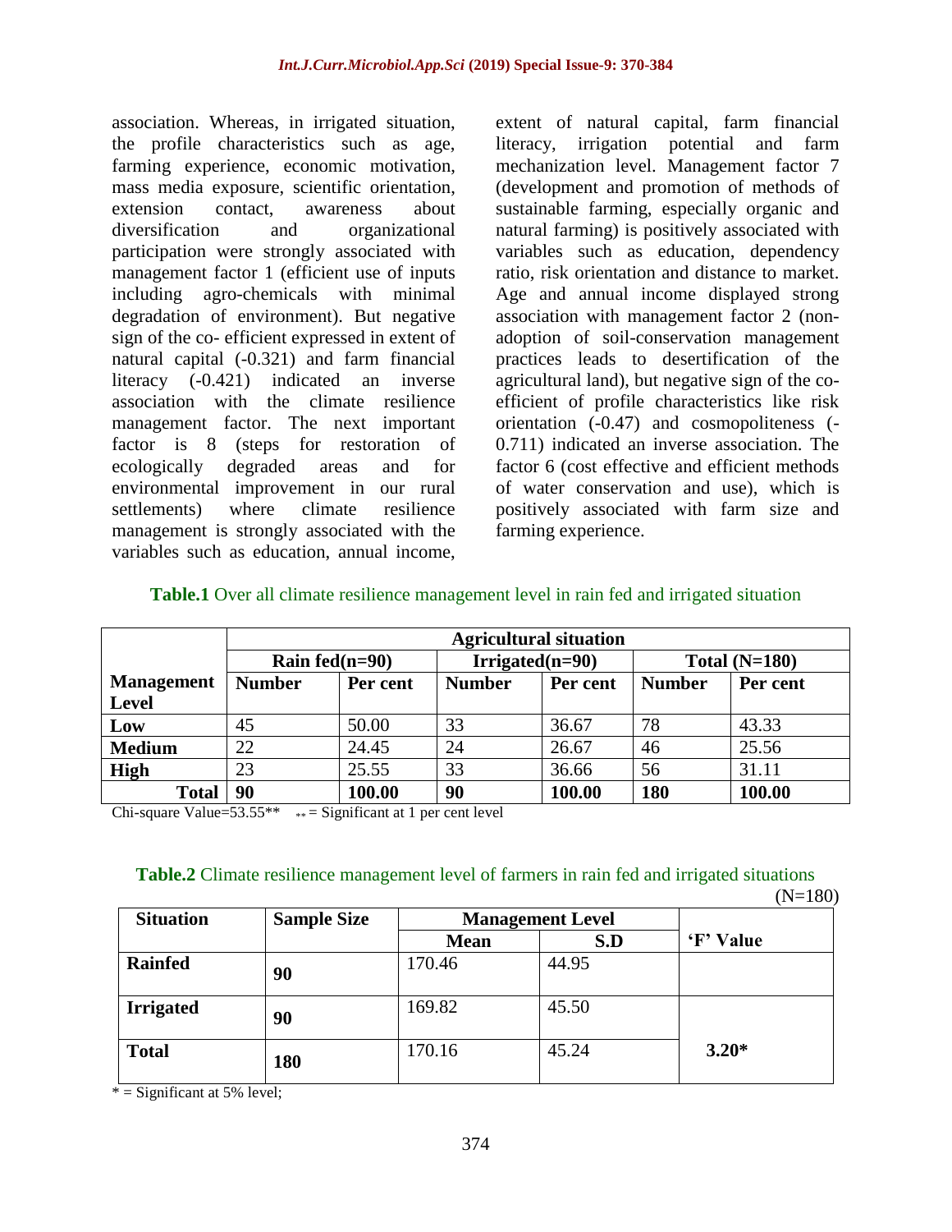association. Whereas, in irrigated situation, the profile characteristics such as age, farming experience, economic motivation, mass media exposure, scientific orientation, extension contact, awareness about diversification and organizational participation were strongly associated with management factor 1 (efficient use of inputs including agro-chemicals with minimal degradation of environment). But negative sign of the co- efficient expressed in extent of natural capital (-0.321) and farm financial literacy (-0.421) indicated an inverse association with the climate resilience management factor. The next important factor is 8 (steps for restoration of ecologically degraded areas and for environmental improvement in our rural settlements) where climate resilience management is strongly associated with the variables such as education, annual income, extent of natural capital, farm financial literacy, irrigation potential and farm mechanization level. Management factor 7 (development and promotion of methods of sustainable farming, especially organic and natural farming) is positively associated with variables such as education, dependency ratio, risk orientation and distance to market. Age and annual income displayed strong association with management factor 2 (non-adoption of soil-conservation management practices leads to desertification of the agricultural land), but negative sign of the co-efficient of profile characteristics like risk orientation (-0.47) and cosmopoliteness (-0.711) indicated an inverse association. The factor 6 (cost effective and efficient methods of water conservation and use), which is positively associated with farm size and farming experience.

**Table.1** Over all climate resilience management level in rain fed and irrigated situation

| Management Level | Agricultural situation | | | | | |
|---|---|---|---|---|---|---|
| | Rain fed(n=90) | | Irrigated(n=90) | | Total (N=180) | |
| | Number | Per cent | Number | Per cent | Number | Per cent |
| Low | 45 | 50.00 | 33 | 36.67 | 78 | 43.33 |
| Medium | 22 | 24.45 | 24 | 26.67 | 46 | 25.56 |
| High | 23 | 25.55 | 33 | 36.66 | 56 | 31.11 |
| **Total** | **90** | **100.00** | **90** | **100.00** | **180** | **100.00** |

Chi-square Value=53.55** ** = Significant at 1 per cent level

**Table.2** Climate resilience management level of farmers in rain fed and irrigated situations

(N=180)

| Situation | Sample Size | Management Level | | 'F' Value |
|---|---|---|---|---|
| | | Mean | S.D | |
| Rainfed | 90 | 170.46 | 44.95 | |
| Irrigated | 90 | 169.82 | 45.50 | |
| Total | 180 | 170.16 | 45.24 | 3.20* |

* = Significant at 5% level;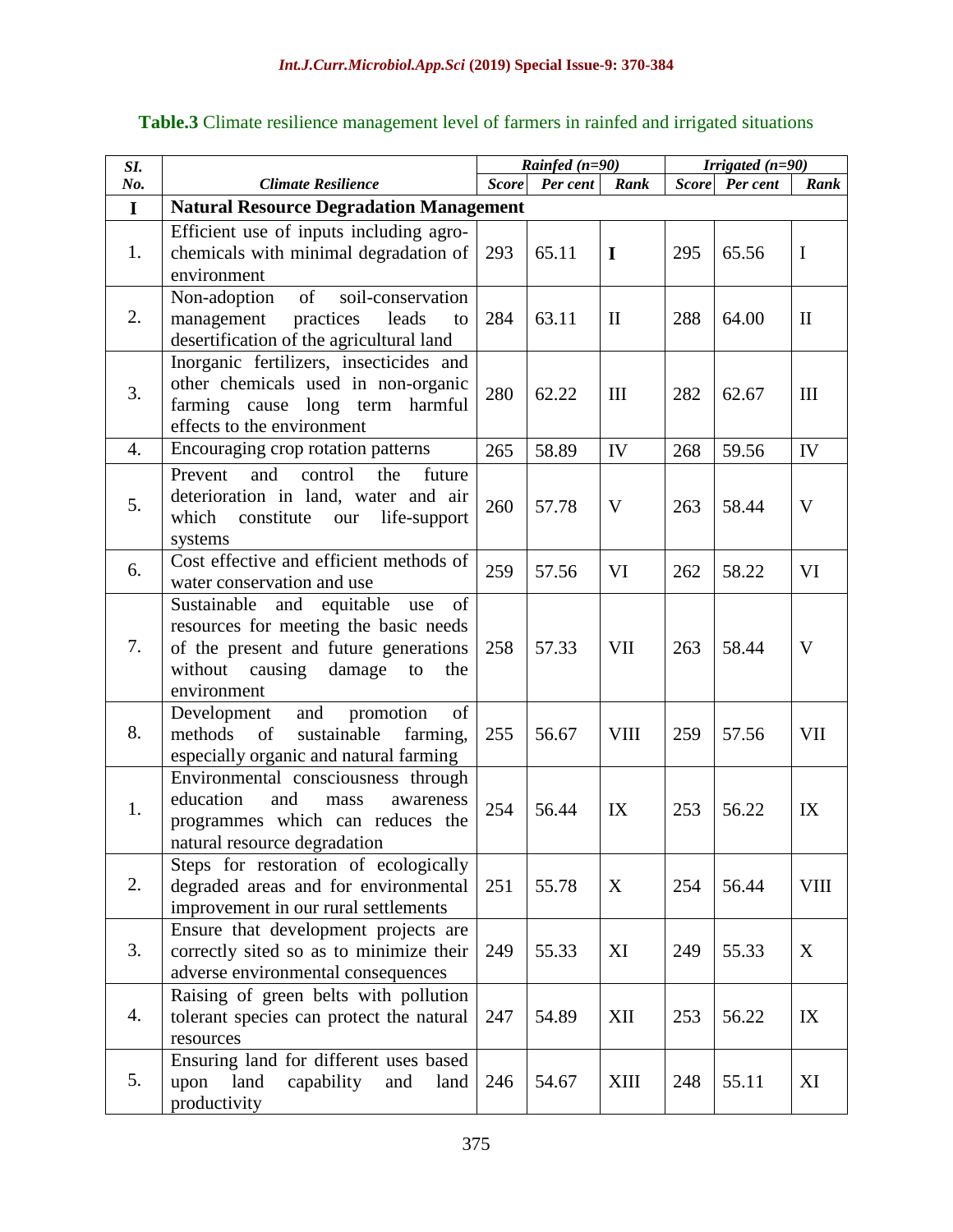**Table.3** Climate resilience management level of farmers in rainfed and irrigated situations

| *SI. No.* | *Climate Resilience* | *Rainfed (n=90)* | | | *Irrigated (n=90)* | | |
|---|---|---|---|---|---|---|---|
| | | *Score* | *Per cent* | *Rank* | *Score* | *Per cent* | *Rank* |
| **I** | **Natural Resource Degradation Management** | | | | | | |
| 1. | Efficient use of inputs including agro-chemicals with minimal degradation of environment | 293 | 65.11 | **I** | 295 | 65.56 | I |
| 2. | Non-adoption of soil-conservation management practices leads to desertification of the agricultural land | 284 | 63.11 | II | 288 | 64.00 | II |
| 3. | Inorganic fertilizers, insecticides and other chemicals used in non-organic farming cause long term harmful effects to the environment | 280 | 62.22 | III | 282 | 62.67 | III |
| 4. | Encouraging crop rotation patterns | 265 | 58.89 | IV | 268 | 59.56 | IV |
| 5. | Prevent and control the future deterioration in land, water and air which constitute our life-support systems | 260 | 57.78 | V | 263 | 58.44 | V |
| 6. | Cost effective and efficient methods of water conservation and use | 259 | 57.56 | VI | 262 | 58.22 | VI |
| 7. | Sustainable and equitable use of resources for meeting the basic needs of the present and future generations without causing damage to the environment | 258 | 57.33 | VII | 263 | 58.44 | V |
| 8. | Development and promotion of methods of sustainable farming, especially organic and natural farming | 255 | 56.67 | VIII | 259 | 57.56 | VII |
| 1. | Environmental consciousness through education and mass awareness programmes which can reduces the natural resource degradation | 254 | 56.44 | IX | 253 | 56.22 | IX |
| 2. | Steps for restoration of ecologically degraded areas and for environmental improvement in our rural settlements | 251 | 55.78 | X | 254 | 56.44 | VIII |
| 3. | Ensure that development projects are correctly sited so as to minimize their adverse environmental consequences | 249 | 55.33 | XI | 249 | 55.33 | X |
| 4. | Raising of green belts with pollution tolerant species can protect the natural resources | 247 | 54.89 | XII | 253 | 56.22 | IX |
| 5. | Ensuring land for different uses based upon land capability and land productivity | 246 | 54.67 | XIII | 248 | 55.11 | XI |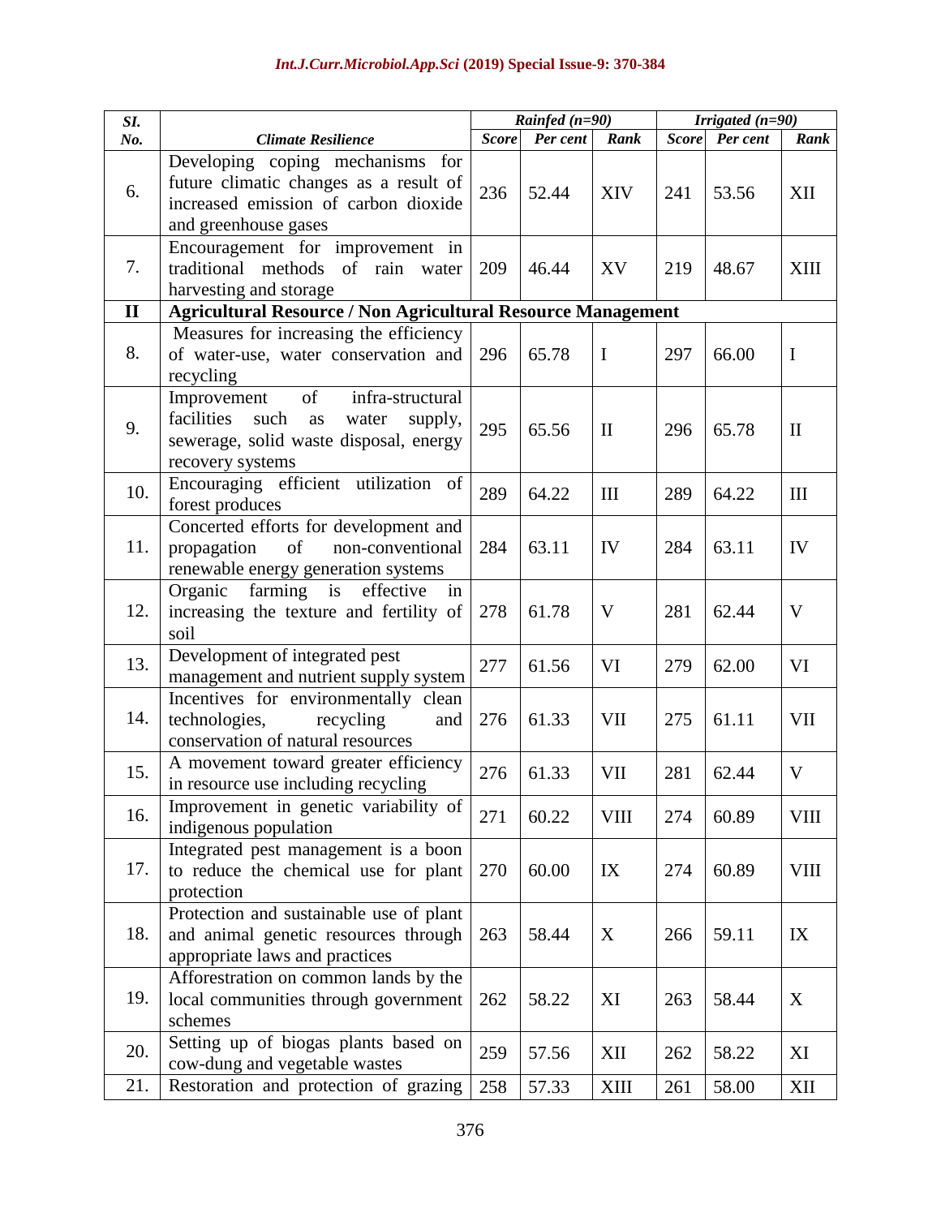| Sl. No. | Climate Resilience | Rainfed (n=90) | | | Irrigated (n=90) | | |
|---|---|---|---|---|---|---|---|
| | | Score | Per cent | Rank | Score | Per cent | Rank |
| 6. | Developing coping mechanisms for future climatic changes as a result of increased emission of carbon dioxide and greenhouse gases | 236 | 52.44 | XIV | 241 | 53.56 | XII |
| 7. | Encouragement for improvement in traditional methods of rain water harvesting and storage | 209 | 46.44 | XV | 219 | 48.67 | XIII |
| **II** | **Agricultural Resource / Non Agricultural Resource Management** | | | | | | |
| 8. | Measures for increasing the efficiency of water-use, water conservation and recycling | 296 | 65.78 | I | 297 | 66.00 | I |
| 9. | Improvement of infra-structural facilities such as water supply, sewerage, solid waste disposal, energy recovery systems | 295 | 65.56 | II | 296 | 65.78 | II |
| 10. | Encouraging efficient utilization of forest produces | 289 | 64.22 | III | 289 | 64.22 | III |
| 11. | Concerted efforts for development and propagation of non-conventional renewable energy generation systems | 284 | 63.11 | IV | 284 | 63.11 | IV |
| 12. | Organic farming is effective in increasing the texture and fertility of soil | 278 | 61.78 | V | 281 | 62.44 | V |
| 13. | Development of integrated pest management and nutrient supply system | 277 | 61.56 | VI | 279 | 62.00 | VI |
| 14. | Incentives for environmentally clean technologies, recycling and conservation of natural resources | 276 | 61.33 | VII | 275 | 61.11 | VII |
| 15. | A movement toward greater efficiency in resource use including recycling | 276 | 61.33 | VII | 281 | 62.44 | V |
| 16. | Improvement in genetic variability of indigenous population | 271 | 60.22 | VIII | 274 | 60.89 | VIII |
| 17. | Integrated pest management is a boon to reduce the chemical use for plant protection | 270 | 60.00 | IX | 274 | 60.89 | VIII |
| 18. | Protection and sustainable use of plant and animal genetic resources through appropriate laws and practices | 263 | 58.44 | X | 266 | 59.11 | IX |
| 19. | Afforestration on common lands by the local communities through government schemes | 262 | 58.22 | XI | 263 | 58.44 | X |
| 20. | Setting up of biogas plants based on cow-dung and vegetable wastes | 259 | 57.56 | XII | 262 | 58.22 | XI |
| 21. | Restoration and protection of grazing | 258 | 57.33 | XIII | 261 | 58.00 | XII |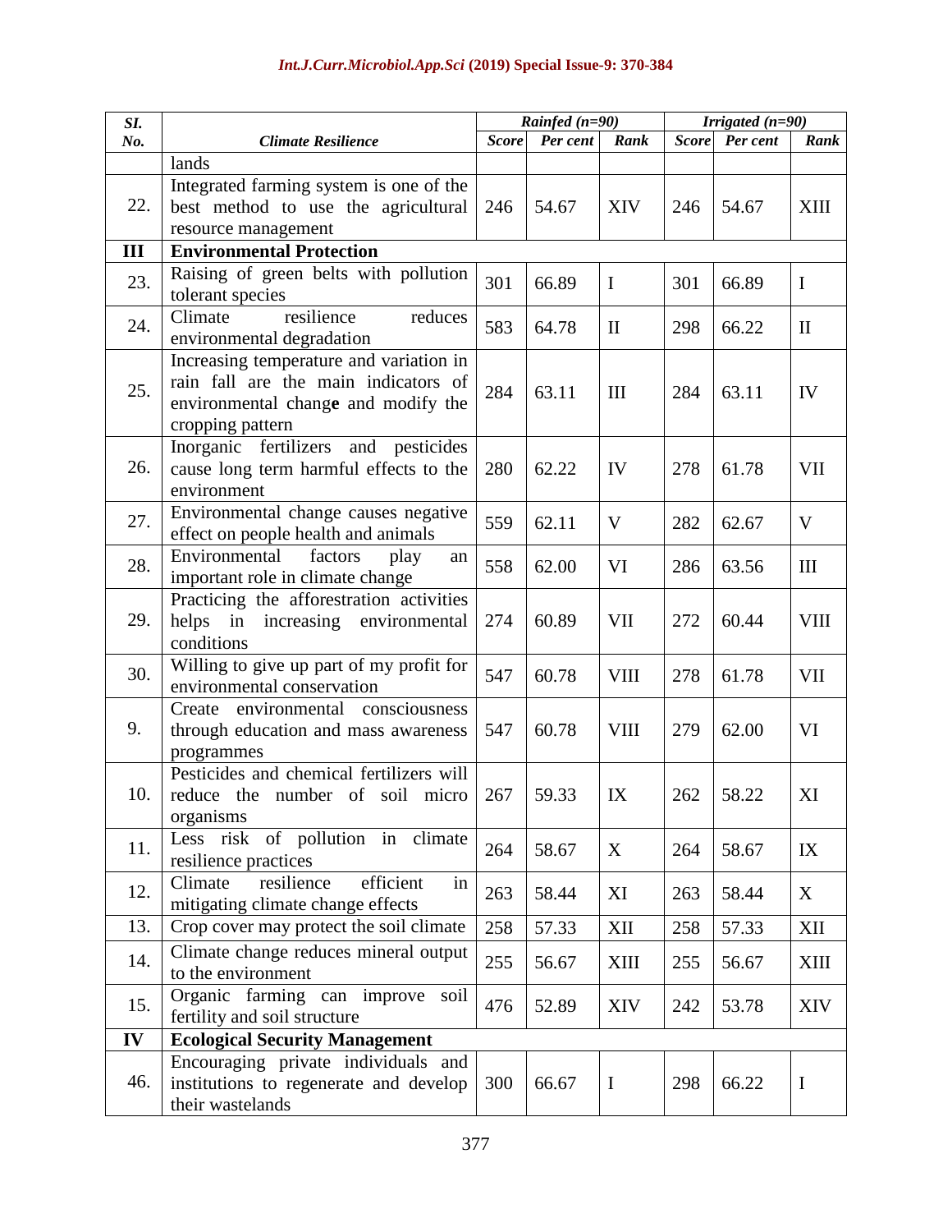| Sl. No. | Climate Resilience | Rainfed (n=90) | | | Irrigated (n=90) | | |
|---|---|---|---|---|---|---|---|
| | | Score | Per cent | Rank | Score | Per cent | Rank |
| | lands | | | | | | |
| 22. | Integrated farming system is one of the best method to use the agricultural resource management | 246 | 54.67 | XIV | 246 | 54.67 | XIII |
| **III** | **Environmental Protection** | | | | | | |
| 23. | Raising of green belts with pollution tolerant species | 301 | 66.89 | I | 301 | 66.89 | I |
| 24. | Climate resilience reduces environmental degradation | 583 | 64.78 | II | 298 | 66.22 | II |
| 25. | Increasing temperature and variation in rain fall are the main indicators of environmental change and modify the cropping pattern | 284 | 63.11 | III | 284 | 63.11 | IV |
| 26. | Inorganic fertilizers and pesticides cause long term harmful effects to the environment | 280 | 62.22 | IV | 278 | 61.78 | VII |
| 27. | Environmental change causes negative effect on people health and animals | 559 | 62.11 | V | 282 | 62.67 | V |
| 28. | Environmental factors play an important role in climate change | 558 | 62.00 | VI | 286 | 63.56 | III |
| 29. | Practicing the afforestration activities helps in increasing environmental conditions | 274 | 60.89 | VII | 272 | 60.44 | VIII |
| 30. | Willing to give up part of my profit for environmental conservation | 547 | 60.78 | VIII | 278 | 61.78 | VII |
| 9. | Create environmental consciousness through education and mass awareness programmes | 547 | 60.78 | VIII | 279 | 62.00 | VI |
| 10. | Pesticides and chemical fertilizers will reduce the number of soil micro organisms | 267 | 59.33 | IX | 262 | 58.22 | XI |
| 11. | Less risk of pollution in climate resilience practices | 264 | 58.67 | X | 264 | 58.67 | IX |
| 12. | Climate resilience efficient in mitigating climate change effects | 263 | 58.44 | XI | 263 | 58.44 | X |
| 13. | Crop cover may protect the soil climate | 258 | 57.33 | XII | 258 | 57.33 | XII |
| 14. | Climate change reduces mineral output to the environment | 255 | 56.67 | XIII | 255 | 56.67 | XIII |
| 15. | Organic farming can improve soil fertility and soil structure | 476 | 52.89 | XIV | 242 | 53.78 | XIV |
| **IV** | **Ecological Security Management** | | | | | | |
| 46. | Encouraging private individuals and institutions to regenerate and develop their wastelands | 300 | 66.67 | I | 298 | 66.22 | I |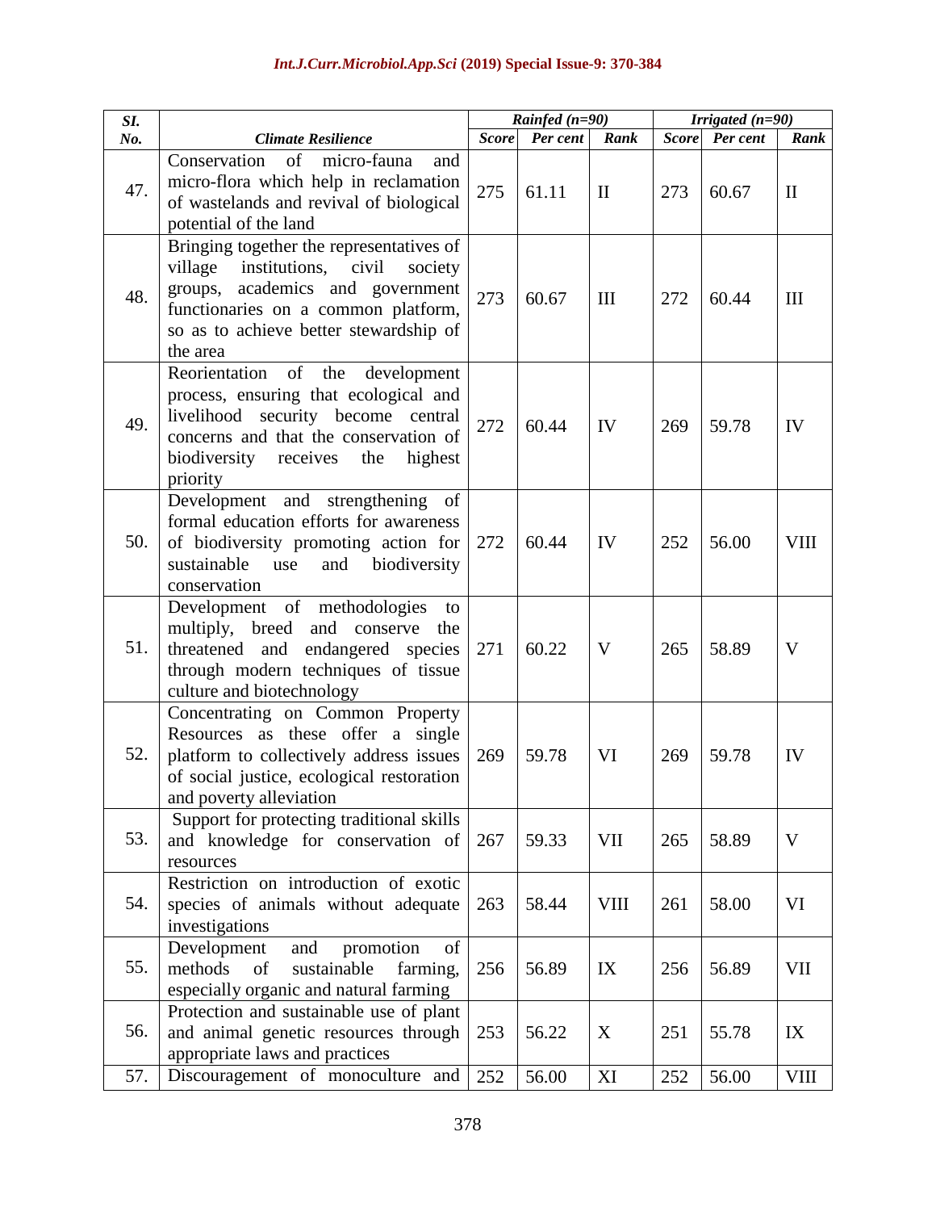| Sl. No. | Climate Resilience | Rainfed (n=90) | | | Irrigated (n=90) | | |
|---|---|---|---|---|---|---|---|
| | | Score | Per cent | Rank | Score | Per cent | Rank |
| 47. | Conservation of micro-fauna and micro-flora which help in reclamation of wastelands and revival of biological potential of the land | 275 | 61.11 | II | 273 | 60.67 | II |
| 48. | Bringing together the representatives of village institutions, civil society groups, academics and government functionaries on a common platform, so as to achieve better stewardship of the area | 273 | 60.67 | III | 272 | 60.44 | III |
| 49. | Reorientation of the development process, ensuring that ecological and livelihood security become central concerns and that the conservation of biodiversity receives the highest priority | 272 | 60.44 | IV | 269 | 59.78 | IV |
| 50. | Development and strengthening of formal education efforts for awareness of biodiversity promoting action for sustainable use and biodiversity conservation | 272 | 60.44 | IV | 252 | 56.00 | VIII |
| 51. | Development of methodologies to multiply, breed and conserve the threatened and endangered species through modern techniques of tissue culture and biotechnology | 271 | 60.22 | V | 265 | 58.89 | V |
| 52. | Concentrating on Common Property Resources as these offer a single platform to collectively address issues of social justice, ecological restoration and poverty alleviation | 269 | 59.78 | VI | 269 | 59.78 | IV |
| 53. | Support for protecting traditional skills and knowledge for conservation of resources | 267 | 59.33 | VII | 265 | 58.89 | V |
| 54. | Restriction on introduction of exotic species of animals without adequate investigations | 263 | 58.44 | VIII | 261 | 58.00 | VI |
| 55. | Development and promotion of methods of sustainable farming, especially organic and natural farming | 256 | 56.89 | IX | 256 | 56.89 | VII |
| 56. | Protection and sustainable use of plant and animal genetic resources through appropriate laws and practices | 253 | 56.22 | X | 251 | 55.78 | IX |
| 57. | Discouragement of monoculture and | 252 | 56.00 | XI | 252 | 56.00 | VIII |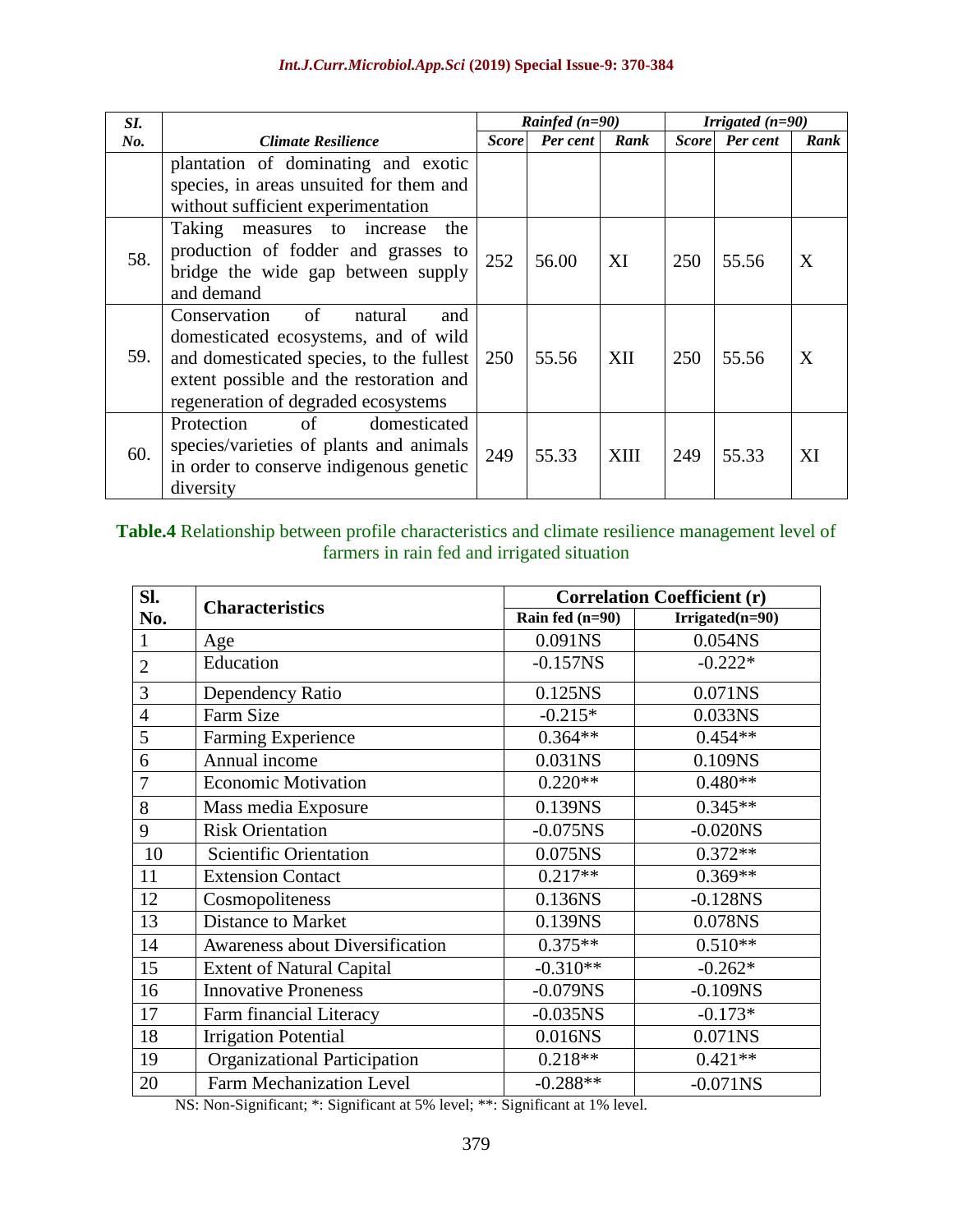| Sl. No. | Climate Resilience | Rainfed (n=90) | | | Irrigated (n=90) | | |
|---|---|---|---|---|---|---|---|
| | | Score | Per cent | Rank | Score | Per cent | Rank |
| | plantation of dominating and exotic species, in areas unsuited for them and without sufficient experimentation | | | | | | |
| 58. | Taking measures to increase the production of fodder and grasses to bridge the wide gap between supply and demand | 252 | 56.00 | XI | 250 | 55.56 | X |
| 59. | Conservation of natural and domesticated ecosystems, and of wild and domesticated species, to the fullest extent possible and the restoration and regeneration of degraded ecosystems | 250 | 55.56 | XII | 250 | 55.56 | X |
| 60. | Protection of domesticated species/varieties of plants and animals in order to conserve indigenous genetic diversity | 249 | 55.33 | XIII | 249 | 55.33 | XI |

**Table.4** Relationship between profile characteristics and climate resilience management level of farmers in rain fed and irrigated situation

| Sl. No. | Characteristics | Correlation Coefficient (r) | |
|---|---|---|---|
| | | Rain fed (n=90) | Irrigated(n=90) |
| 1 | Age | 0.091NS | 0.054NS |
| 2 | Education | -0.157NS | -0.222* |
| 3 | Dependency Ratio | 0.125NS | 0.071NS |
| 4 | Farm Size | -0.215* | 0.033NS |
| 5 | Farming Experience | 0.364** | 0.454** |
| 6 | Annual income | 0.031NS | 0.109NS |
| 7 | Economic Motivation | 0.220** | 0.480** |
| 8 | Mass media Exposure | 0.139NS | 0.345** |
| 9 | Risk Orientation | -0.075NS | -0.020NS |
| 10 | Scientific Orientation | 0.075NS | 0.372** |
| 11 | Extension Contact | 0.217** | 0.369** |
| 12 | Cosmopoliteness | 0.136NS | -0.128NS |
| 13 | Distance to Market | 0.139NS | 0.078NS |
| 14 | Awareness about Diversification | 0.375** | 0.510** |
| 15 | Extent of Natural Capital | -0.310** | -0.262* |
| 16 | Innovative Proneness | -0.079NS | -0.109NS |
| 17 | Farm financial Literacy | -0.035NS | -0.173* |
| 18 | Irrigation Potential | 0.016NS | 0.071NS |
| 19 | Organizational Participation | 0.218** | 0.421** |
| 20 | Farm Mechanization Level | -0.288** | -0.071NS |

NS: Non-Significant; *: Significant at 5% level; **: Significant at 1% level.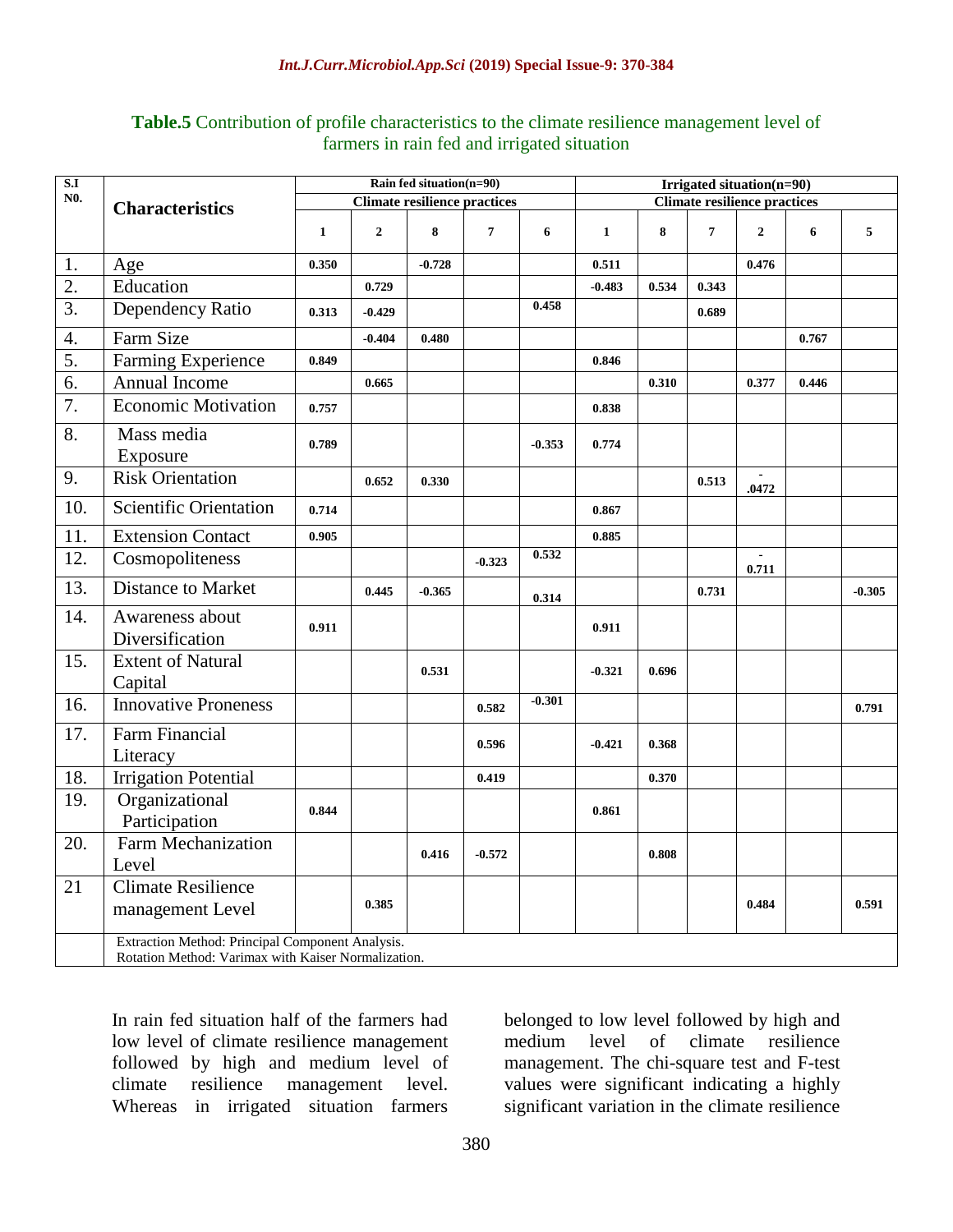**Table.5** Contribution of profile characteristics to the climate resilience management level of farmers in rain fed and irrigated situation

| S.I N0. | Characteristics | Rain fed situation(n=90) | | | | | Irrigated situation(n=90) | | | | | |
|---|---|---|---|---|---|---|---|---|---|---|---|---|
| | | Climate resilience practices | | | | | Climate resilience practices | | | | | |
| | | 1 | 2 | 8 | 7 | 6 | 1 | 8 | 7 | 2 | 6 | 5 |
| 1. | Age | 0.350 | | -0.728 | | | 0.511 | | | 0.476 | | |
| 2. | Education | | 0.729 | | | | -0.483 | 0.534 | 0.343 | | | |
| 3. | Dependency Ratio | 0.313 | -0.429 | | | 0.458 | | | 0.689 | | | |
| 4. | Farm Size | | -0.404 | 0.480 | | | | | | | 0.767 | |
| 5. | Farming Experience | 0.849 | | | | | 0.846 | | | | | |
| 6. | Annual Income | | 0.665 | | | | | 0.310 | | 0.377 | 0.446 | |
| 7. | Economic Motivation | 0.757 | | | | | 0.838 | | | | | |
| 8. | Mass media Exposure | 0.789 | | | | -0.353 | 0.774 | | | | | |
| 9. | Risk Orientation | | 0.652 | 0.330 | | | | | 0.513 | -.0472 | | |
| 10. | Scientific Orientation | 0.714 | | | | | 0.867 | | | | | |
| 11. | Extension Contact | 0.905 | | | | | 0.885 | | | | | |
| 12. | Cosmopoliteness | | | | -0.323 | 0.532 | | | | -0.711 | | |
| 13. | Distance to Market | | 0.445 | -0.365 | | 0.314 | | | 0.731 | | | -0.305 |
| 14. | Awareness about Diversification | 0.911 | | | | | 0.911 | | | | | |
| 15. | Extent of Natural Capital | | | 0.531 | | | -0.321 | 0.696 | | | | |
| 16. | Innovative Proneness | | | | 0.582 | -0.301 | | | | | | 0.791 |
| 17. | Farm Financial Literacy | | | | 0.596 | | -0.421 | 0.368 | | | | |
| 18. | Irrigation Potential | | | | 0.419 | | | 0.370 | | | | |
| 19. | Organizational Participation | 0.844 | | | | | 0.861 | | | | | |
| 20. | Farm Mechanization Level | | | 0.416 | -0.572 | | | 0.808 | | | | |
| 21 | Climate Resilience management Level | | 0.385 | | | | | | | 0.484 | | 0.591 |
| | Extraction Method: Principal Component Analysis. Rotation Method: Varimax with Kaiser Normalization. | | | | | | | | | | | |

In rain fed situation half of the farmers had low level of climate resilience management followed by high and medium level of climate resilience management level. Whereas in irrigated situation farmers belonged to low level followed by high and medium level of climate resilience management. The chi-square test and F-test values were significant indicating a highly significant variation in the climate resilience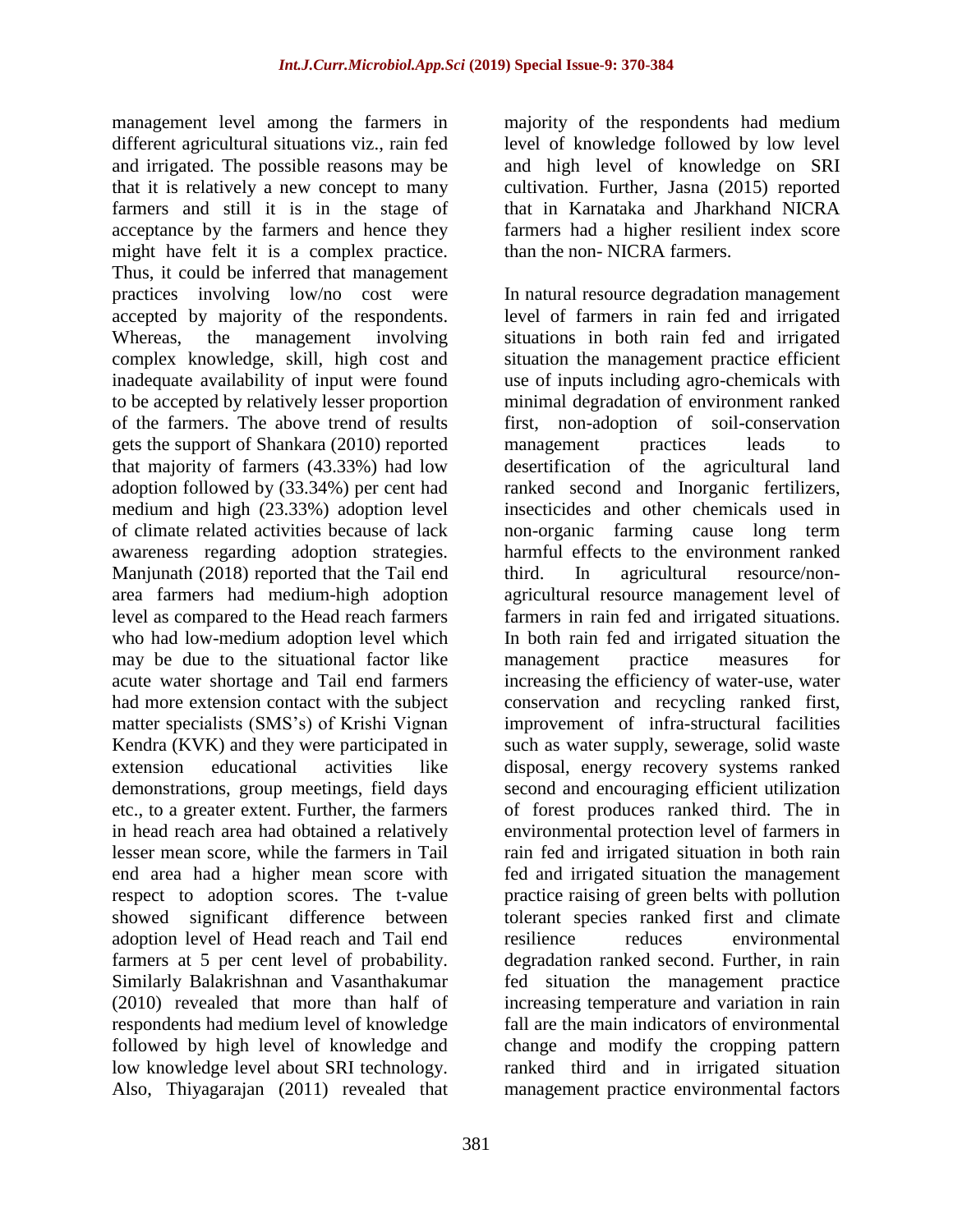management level among the farmers in different agricultural situations viz., rain fed and irrigated. The possible reasons may be that it is relatively a new concept to many farmers and still it is in the stage of acceptance by the farmers and hence they might have felt it is a complex practice. Thus, it could be inferred that management practices involving low/no cost were accepted by majority of the respondents. Whereas, the management involving complex knowledge, skill, high cost and inadequate availability of input were found to be accepted by relatively lesser proportion of the farmers. The above trend of results gets the support of Shankara (2010) reported that majority of farmers (43.33%) had low adoption followed by (33.34%) per cent had medium and high (23.33%) adoption level of climate related activities because of lack awareness regarding adoption strategies. Manjunath (2018) reported that the Tail end area farmers had medium-high adoption level as compared to the Head reach farmers who had low-medium adoption level which may be due to the situational factor like acute water shortage and Tail end farmers had more extension contact with the subject matter specialists (SMS's) of Krishi Vignan Kendra (KVK) and they were participated in extension educational activities like demonstrations, group meetings, field days etc., to a greater extent. Further, the farmers in head reach area had obtained a relatively lesser mean score, while the farmers in Tail end area had a higher mean score with respect to adoption scores. The t-value showed significant difference between adoption level of Head reach and Tail end farmers at 5 per cent level of probability. Similarly Balakrishnan and Vasanthakumar (2010) revealed that more than half of respondents had medium level of knowledge followed by high level of knowledge and low knowledge level about SRI technology. Also, Thiyagarajan (2011) revealed that majority of the respondents had medium level of knowledge followed by low level and high level of knowledge on SRI cultivation. Further, Jasna (2015) reported that in Karnataka and Jharkhand NICRA farmers had a higher resilient index score than the non- NICRA farmers.

In natural resource degradation management level of farmers in rain fed and irrigated situations in both rain fed and irrigated situation the management practice efficient use of inputs including agro-chemicals with minimal degradation of environment ranked first, non-adoption of soil-conservation management practices leads to desertification of the agricultural land ranked second and Inorganic fertilizers, insecticides and other chemicals used in non-organic farming cause long term harmful effects to the environment ranked third. In agricultural resource/non-agricultural resource management level of farmers in rain fed and irrigated situations. In both rain fed and irrigated situation the management practice measures for increasing the efficiency of water-use, water conservation and recycling ranked first, improvement of infra-structural facilities such as water supply, sewerage, solid waste disposal, energy recovery systems ranked second and encouraging efficient utilization of forest produces ranked third. The in environmental protection level of farmers in rain fed and irrigated situation in both rain fed and irrigated situation the management practice raising of green belts with pollution tolerant species ranked first and climate resilience reduces environmental degradation ranked second. Further, in rain fed situation the management practice increasing temperature and variation in rain fall are the main indicators of environmental change and modify the cropping pattern ranked third and in irrigated situation management practice environmental factors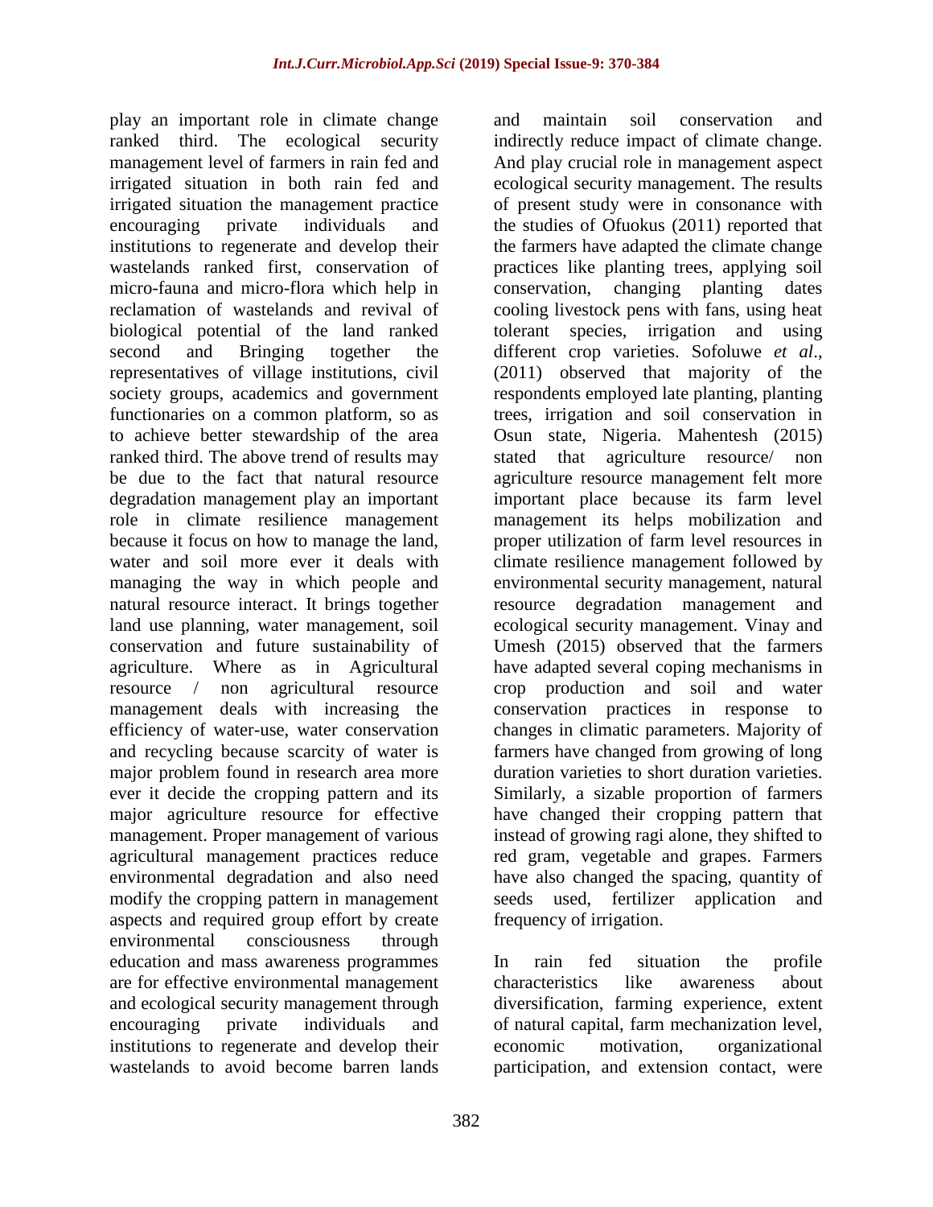play an important role in climate change ranked third. The ecological security management level of farmers in rain fed and irrigated situation in both rain fed and irrigated situation the management practice encouraging private individuals and institutions to regenerate and develop their wastelands ranked first, conservation of micro-fauna and micro-flora which help in reclamation of wastelands and revival of biological potential of the land ranked second and Bringing together the representatives of village institutions, civil society groups, academics and government functionaries on a common platform, so as to achieve better stewardship of the area ranked third. The above trend of results may be due to the fact that natural resource degradation management play an important role in climate resilience management because it focus on how to manage the land, water and soil more ever it deals with managing the way in which people and natural resource interact. It brings together land use planning, water management, soil conservation and future sustainability of agriculture. Where as in Agricultural resource / non agricultural resource management deals with increasing the efficiency of water-use, water conservation and recycling because scarcity of water is major problem found in research area more ever it decide the cropping pattern and its major agriculture resource for effective management. Proper management of various agricultural management practices reduce environmental degradation and also need modify the cropping pattern in management aspects and required group effort by create environmental consciousness through education and mass awareness programmes are for effective environmental management and ecological security management through encouraging private individuals and institutions to regenerate and develop their wastelands to avoid become barren lands and maintain soil conservation and indirectly reduce impact of climate change. And play crucial role in management aspect ecological security management. The results of present study were in consonance with the studies of Ofuokus (2011) reported that the farmers have adapted the climate change practices like planting trees, applying soil conservation, changing planting dates cooling livestock pens with fans, using heat tolerant species, irrigation and using different crop varieties. Sofoluwe *et al*., (2011) observed that majority of the respondents employed late planting, planting trees, irrigation and soil conservation in Osun state, Nigeria. Mahentesh (2015) stated that agriculture resource/ non agriculture resource management felt more important place because its farm level management its helps mobilization and proper utilization of farm level resources in climate resilience management followed by environmental security management, natural resource degradation management and ecological security management. Vinay and Umesh (2015) observed that the farmers have adapted several coping mechanisms in crop production and soil and water conservation practices in response to changes in climatic parameters. Majority of farmers have changed from growing of long duration varieties to short duration varieties. Similarly, a sizable proportion of farmers have changed their cropping pattern that instead of growing ragi alone, they shifted to red gram, vegetable and grapes. Farmers have also changed the spacing, quantity of seeds used, fertilizer application and frequency of irrigation.

In rain fed situation the profile characteristics like awareness about diversification, farming experience, extent of natural capital, farm mechanization level, economic motivation, organizational participation, and extension contact, were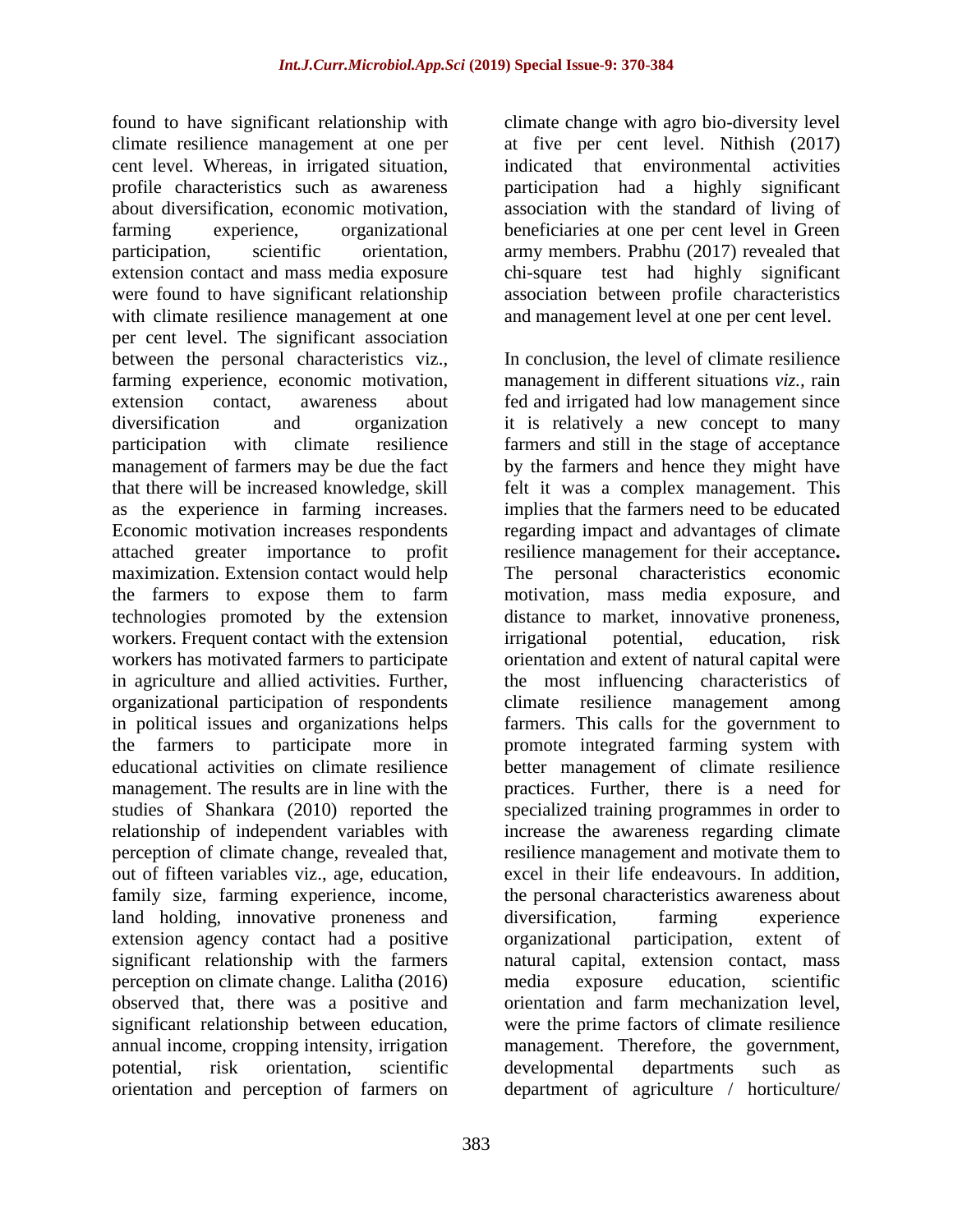found to have significant relationship with climate resilience management at one per cent level. Whereas, in irrigated situation, profile characteristics such as awareness about diversification, economic motivation, farming experience, organizational participation, scientific orientation, extension contact and mass media exposure were found to have significant relationship with climate resilience management at one per cent level. The significant association between the personal characteristics viz., farming experience, economic motivation, extension contact, awareness about diversification and organization participation with climate resilience management of farmers may be due the fact that there will be increased knowledge, skill as the experience in farming increases. Economic motivation increases respondents attached greater importance to profit maximization. Extension contact would help the farmers to expose them to farm technologies promoted by the extension workers. Frequent contact with the extension workers has motivated farmers to participate in agriculture and allied activities. Further, organizational participation of respondents in political issues and organizations helps the farmers to participate more in educational activities on climate resilience management. The results are in line with the studies of Shankara (2010) reported the relationship of independent variables with perception of climate change, revealed that, out of fifteen variables viz., age, education, family size, farming experience, income, land holding, innovative proneness and extension agency contact had a positive significant relationship with the farmers perception on climate change. Lalitha (2016) observed that, there was a positive and significant relationship between education, annual income, cropping intensity, irrigation potential, risk orientation, scientific orientation and perception of farmers on climate change with agro bio-diversity level at five per cent level. Nithish (2017) indicated that environmental activities participation had a highly significant association with the standard of living of beneficiaries at one per cent level in Green army members. Prabhu (2017) revealed that chi-square test had highly significant association between profile characteristics and management level at one per cent level.

In conclusion, the level of climate resilience management in different situations *viz.,* rain fed and irrigated had low management since it is relatively a new concept to many farmers and still in the stage of acceptance by the farmers and hence they might have felt it was a complex management. This implies that the farmers need to be educated regarding impact and advantages of climate resilience management for their acceptance**.** The personal characteristics economic motivation, mass media exposure, and distance to market, innovative proneness, irrigational potential, education, risk orientation and extent of natural capital were the most influencing characteristics of climate resilience management among farmers. This calls for the government to promote integrated farming system with better management of climate resilience practices. Further, there is a need for specialized training programmes in order to increase the awareness regarding climate resilience management and motivate them to excel in their life endeavours. In addition, the personal characteristics awareness about diversification, farming experience organizational participation, extent of natural capital, extension contact, mass media exposure education, scientific orientation and farm mechanization level, were the prime factors of climate resilience management. Therefore, the government, developmental departments such as department of agriculture / horticulture/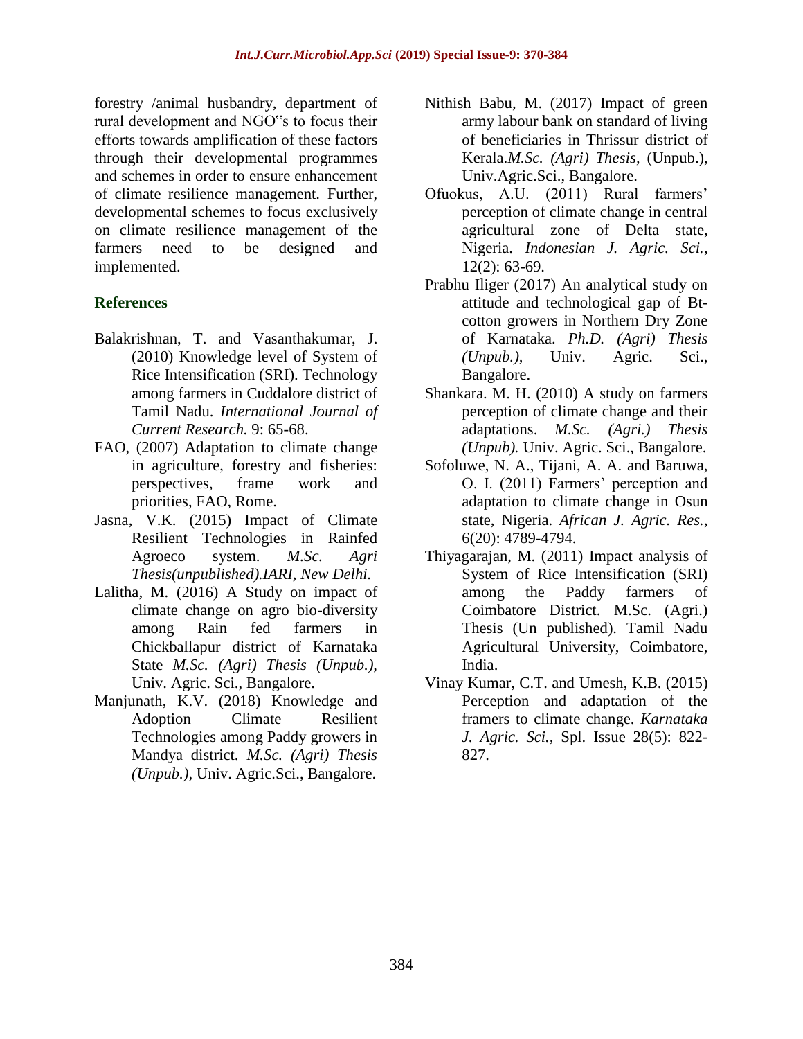forestry /animal husbandry, department of rural development and NGO"s to focus their efforts towards amplification of these factors through their developmental programmes and schemes in order to ensure enhancement of climate resilience management. Further, developmental schemes to focus exclusively on climate resilience management of the farmers need to be designed and implemented.

## References

Balakrishnan, T. and Vasanthakumar, J. (2010) Knowledge level of System of Rice Intensification (SRI). Technology among farmers in Cuddalore district of Tamil Nadu. *International Journal of Current Research.* 9: 65-68.

FAO, (2007) Adaptation to climate change in agriculture, forestry and fisheries: perspectives, frame work and priorities, FAO, Rome.

Jasna, V.K. (2015) Impact of Climate Resilient Technologies in Rainfed Agroeco system. *M.Sc. Agri Thesis(unpublished).IARI, New Delhi.*

Lalitha, M. (2016) A Study on impact of climate change on agro bio-diversity among Rain fed farmers in Chickballapur district of Karnataka State *M.Sc. (Agri) Thesis (Unpub.),* Univ. Agric. Sci., Bangalore.

Manjunath, K.V. (2018) Knowledge and Adoption Climate Resilient Technologies among Paddy growers in Mandya district. *M.Sc. (Agri) Thesis (Unpub.),* Univ. Agric.Sci., Bangalore.

Nithish Babu, M. (2017) Impact of green army labour bank on standard of living of beneficiaries in Thrissur district of Kerala.*M.Sc. (Agri) Thesis,* (Unpub.), Univ.Agric.Sci., Bangalore.

Ofuokus, A.U. (2011) Rural farmers' perception of climate change in central agricultural zone of Delta state, Nigeria. *Indonesian J. Agric. Sci.*, 12(2): 63-69.

Prabhu Iliger (2017) An analytical study on attitude and technological gap of Bt-cotton growers in Northern Dry Zone of Karnataka. *Ph.D. (Agri) Thesis (Unpub.),* Univ. Agric. Sci., Bangalore.

Shankara. M. H. (2010) A study on farmers perception of climate change and their adaptations. *M.Sc. (Agri.) Thesis (Unpub).* Univ. Agric. Sci., Bangalore.

Sofoluwe, N. A., Tijani, A. A. and Baruwa, O. I. (2011) Farmers' perception and adaptation to climate change in Osun state, Nigeria. *African J. Agric. Res.*, 6(20): 4789-4794.

Thiyagarajan, M. (2011) Impact analysis of System of Rice Intensification (SRI) among the Paddy farmers of Coimbatore District. M.Sc. (Agri.) Thesis (Un published). Tamil Nadu Agricultural University, Coimbatore, India.

Vinay Kumar, C.T. and Umesh, K.B. (2015) Perception and adaptation of the framers to climate change. *Karnataka J. Agric. Sci.*, Spl. Issue 28(5): 822-827.